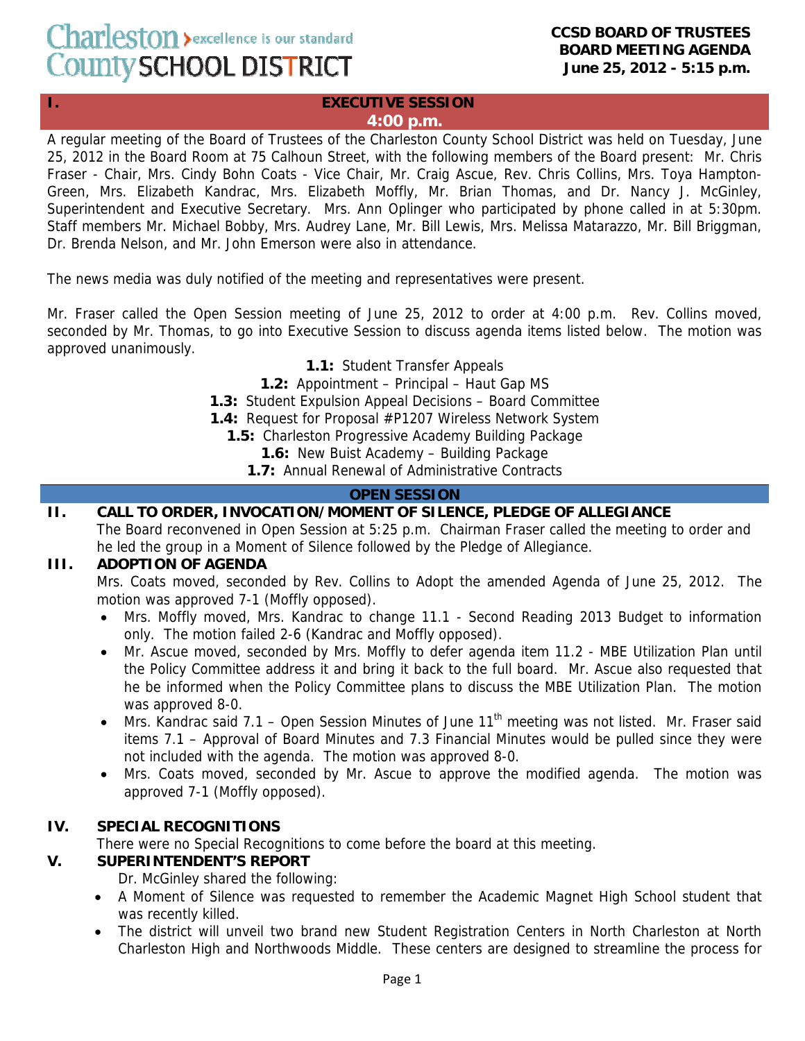# Charleston County SCHOOL DISTRICT

excellence is our standard

**CCSD BOARD OF TRUSTEES**
**BOARD MEETING AGENDA**
**June 25, 2012 - 5:15 p.m.**

## I. EXECUTIVE SESSION
**4:00 p.m.**

A regular meeting of the Board of Trustees of the Charleston County School District was held on Tuesday, June 25, 2012 in the Board Room at 75 Calhoun Street, with the following members of the Board present: Mr. Chris Fraser - Chair, Mrs. Cindy Bohn Coats - Vice Chair, Mr. Craig Ascue, Rev. Chris Collins, Mrs. Toya Hampton-Green, Mrs. Elizabeth Kandrac, Mrs. Elizabeth Moffly, Mr. Brian Thomas, and Dr. Nancy J. McGinley, Superintendent and Executive Secretary. Mrs. Ann Oplinger who participated by phone called in at 5:30pm. Staff members Mr. Michael Bobby, Mrs. Audrey Lane, Mr. Bill Lewis, Mrs. Melissa Matarazzo, Mr. Bill Briggman, Dr. Brenda Nelson, and Mr. John Emerson were also in attendance.

The news media was duly notified of the meeting and representatives were present.

Mr. Fraser called the Open Session meeting of June 25, 2012 to order at 4:00 p.m. Rev. Collins moved, seconded by Mr. Thomas, to go into Executive Session to discuss agenda items listed below. The motion was approved unanimously.

**1.1:** Student Transfer Appeals
**1.2:** Appointment – Principal – Haut Gap MS
**1.3:** Student Expulsion Appeal Decisions – Board Committee
**1.4:** Request for Proposal #P1207 Wireless Network System
**1.5:** Charleston Progressive Academy Building Package
**1.6:** New Buist Academy – Building Package
**1.7:** Annual Renewal of Administrative Contracts

## OPEN SESSION

### II. CALL TO ORDER, INVOCATION/MOMENT OF SILENCE, PLEDGE OF ALLEGIANCE

The Board reconvened in Open Session at 5:25 p.m. Chairman Fraser called the meeting to order and he led the group in a Moment of Silence followed by the Pledge of Allegiance.

### III. ADOPTION OF AGENDA

Mrs. Coats moved, seconded by Rev. Collins to Adopt the amended Agenda of June 25, 2012. The motion was approved 7-1 (Moffly opposed).

- Mrs. Moffly moved, Mrs. Kandrac to change 11.1 - Second Reading 2013 Budget to information only. The motion failed 2-6 (Kandrac and Moffly opposed).
- Mr. Ascue moved, seconded by Mrs. Moffly to defer agenda item 11.2 - MBE Utilization Plan until the Policy Committee address it and bring it back to the full board. Mr. Ascue also requested that he be informed when the Policy Committee plans to discuss the MBE Utilization Plan. The motion was approved 8-0.
- Mrs. Kandrac said 7.1 – Open Session Minutes of June 11th meeting was not listed. Mr. Fraser said items 7.1 – Approval of Board Minutes and 7.3 Financial Minutes would be pulled since they were not included with the agenda. The motion was approved 8-0.
- Mrs. Coats moved, seconded by Mr. Ascue to approve the modified agenda. The motion was approved 7-1 (Moffly opposed).

### IV. SPECIAL RECOGNITIONS

There were no Special Recognitions to come before the board at this meeting.

### V. SUPERINTENDENT'S REPORT

Dr. McGinley shared the following:

- A Moment of Silence was requested to remember the Academic Magnet High School student that was recently killed.
- The district will unveil two brand new Student Registration Centers in North Charleston at North Charleston High and Northwoods Middle. These centers are designed to streamline the process for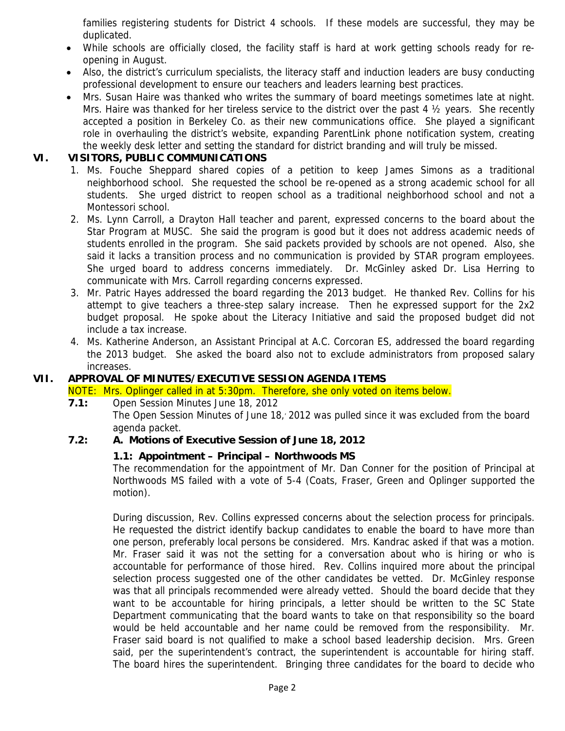families registering students for District 4 schools. If these models are successful, they may be duplicated.

- While schools are officially closed, the facility staff is hard at work getting schools ready for re-opening in August.
- Also, the district's curriculum specialists, the literacy staff and induction leaders are busy conducting professional development to ensure our teachers and leaders learning best practices.
- Mrs. Susan Haire was thanked who writes the summary of board meetings sometimes late at night. Mrs. Haire was thanked for her tireless service to the district over the past 4 ½ years. She recently accepted a position in Berkeley Co. as their new communications office. She played a significant role in overhauling the district's website, expanding ParentLink phone notification system, creating the weekly desk letter and setting the standard for district branding and will truly be missed.

## VI. VISITORS, PUBLIC COMMUNICATIONS

1. Ms. Fouche Sheppard shared copies of a petition to keep James Simons as a traditional neighborhood school. She requested the school be re-opened as a strong academic school for all students. She urged district to reopen school as a traditional neighborhood school and not a Montessori school.
2. Ms. Lynn Carroll, a Drayton Hall teacher and parent, expressed concerns to the board about the Star Program at MUSC. She said the program is good but it does not address academic needs of students enrolled in the program. She said packets provided by schools are not opened. Also, she said it lacks a transition process and no communication is provided by STAR program employees. She urged board to address concerns immediately. Dr. McGinley asked Dr. Lisa Herring to communicate with Mrs. Carroll regarding concerns expressed.
3. Mr. Patric Hayes addressed the board regarding the 2013 budget. He thanked Rev. Collins for his attempt to give teachers a three-step salary increase. Then he expressed support for the 2x2 budget proposal. He spoke about the Literacy Initiative and said the proposed budget did not include a tax increase.
4. Ms. Katherine Anderson, an Assistant Principal at A.C. Corcoran ES, addressed the board regarding the 2013 budget. She asked the board also not to exclude administrators from proposed salary increases.

## VII. APPROVAL OF MINUTES/EXECUTIVE SESSION AGENDA ITEMS

NOTE: Mrs. Oplinger called in at 5:30pm. Therefore, she only voted on items below.

**7.1:** Open Session Minutes June 18, 2012

The Open Session Minutes of June 18, 2012 was pulled since it was excluded from the board agenda packet.

**7.2: A. Motions of Executive Session of June 18, 2012**

**1.1: Appointment – Principal – Northwoods MS**

The recommendation for the appointment of Mr. Dan Conner for the position of Principal at Northwoods MS failed with a vote of 5-4 (Coats, Fraser, Green and Oplinger supported the motion).

During discussion, Rev. Collins expressed concerns about the selection process for principals. He requested the district identify backup candidates to enable the board to have more than one person, preferably local persons be considered. Mrs. Kandrac asked if that was a motion. Mr. Fraser said it was not the setting for a conversation about who is hiring or who is accountable for performance of those hired. Rev. Collins inquired more about the principal selection process suggested one of the other candidates be vetted. Dr. McGinley response was that all principals recommended were already vetted. Should the board decide that they want to be accountable for hiring principals, a letter should be written to the SC State Department communicating that the board wants to take on that responsibility so the board would be held accountable and her name could be removed from the responsibility. Mr. Fraser said board is not qualified to make a school based leadership decision. Mrs. Green said, per the superintendent's contract, the superintendent is accountable for hiring staff. The board hires the superintendent. Bringing three candidates for the board to decide who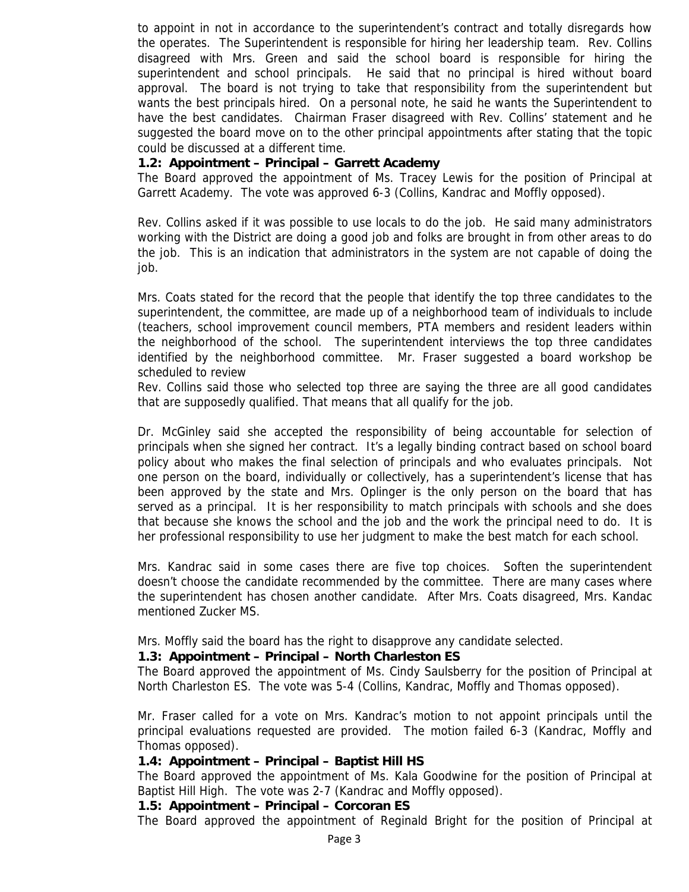to appoint in not in accordance to the superintendent's contract and totally disregards how the operates. The Superintendent is responsible for hiring her leadership team. Rev. Collins disagreed with Mrs. Green and said the school board is responsible for hiring the superintendent and school principals. He said that no principal is hired without board approval. The board is not trying to take that responsibility from the superintendent but wants the best principals hired. On a personal note, he said he wants the Superintendent to have the best candidates. Chairman Fraser disagreed with Rev. Collins' statement and he suggested the board move on to the other principal appointments after stating that the topic could be discussed at a different time.

**1.2: Appointment – Principal – Garrett Academy**

The Board approved the appointment of Ms. Tracey Lewis for the position of Principal at Garrett Academy. The vote was approved 6-3 (Collins, Kandrac and Moffly opposed).

Rev. Collins asked if it was possible to use locals to do the job. He said many administrators working with the District are doing a good job and folks are brought in from other areas to do the job. This is an indication that administrators in the system are not capable of doing the job.

Mrs. Coats stated for the record that the people that identify the top three candidates to the superintendent, the committee, are made up of a neighborhood team of individuals to include (teachers, school improvement council members, PTA members and resident leaders within the neighborhood of the school. The superintendent interviews the top three candidates identified by the neighborhood committee. Mr. Fraser suggested a board workshop be scheduled to review

Rev. Collins said those who selected top three are saying the three are all good candidates that are supposedly qualified. That means that all qualify for the job.

Dr. McGinley said she accepted the responsibility of being accountable for selection of principals when she signed her contract. It's a legally binding contract based on school board policy about who makes the final selection of principals and who evaluates principals. Not one person on the board, individually or collectively, has a superintendent's license that has been approved by the state and Mrs. Oplinger is the only person on the board that has served as a principal. It is her responsibility to match principals with schools and she does that because she knows the school and the job and the work the principal need to do. It is her professional responsibility to use her judgment to make the best match for each school.

Mrs. Kandrac said in some cases there are five top choices. Soften the superintendent doesn't choose the candidate recommended by the committee. There are many cases where the superintendent has chosen another candidate. After Mrs. Coats disagreed, Mrs. Kandac mentioned Zucker MS.

Mrs. Moffly said the board has the right to disapprove any candidate selected.

**1.3: Appointment – Principal – North Charleston ES**

The Board approved the appointment of Ms. Cindy Saulsberry for the position of Principal at North Charleston ES. The vote was 5-4 (Collins, Kandrac, Moffly and Thomas opposed).

Mr. Fraser called for a vote on Mrs. Kandrac's motion to not appoint principals until the principal evaluations requested are provided. The motion failed 6-3 (Kandrac, Moffly and Thomas opposed).

**1.4: Appointment – Principal – Baptist Hill HS**

The Board approved the appointment of Ms. Kala Goodwine for the position of Principal at Baptist Hill High. The vote was 2-7 (Kandrac and Moffly opposed).

**1.5: Appointment – Principal – Corcoran ES**

The Board approved the appointment of Reginald Bright for the position of Principal at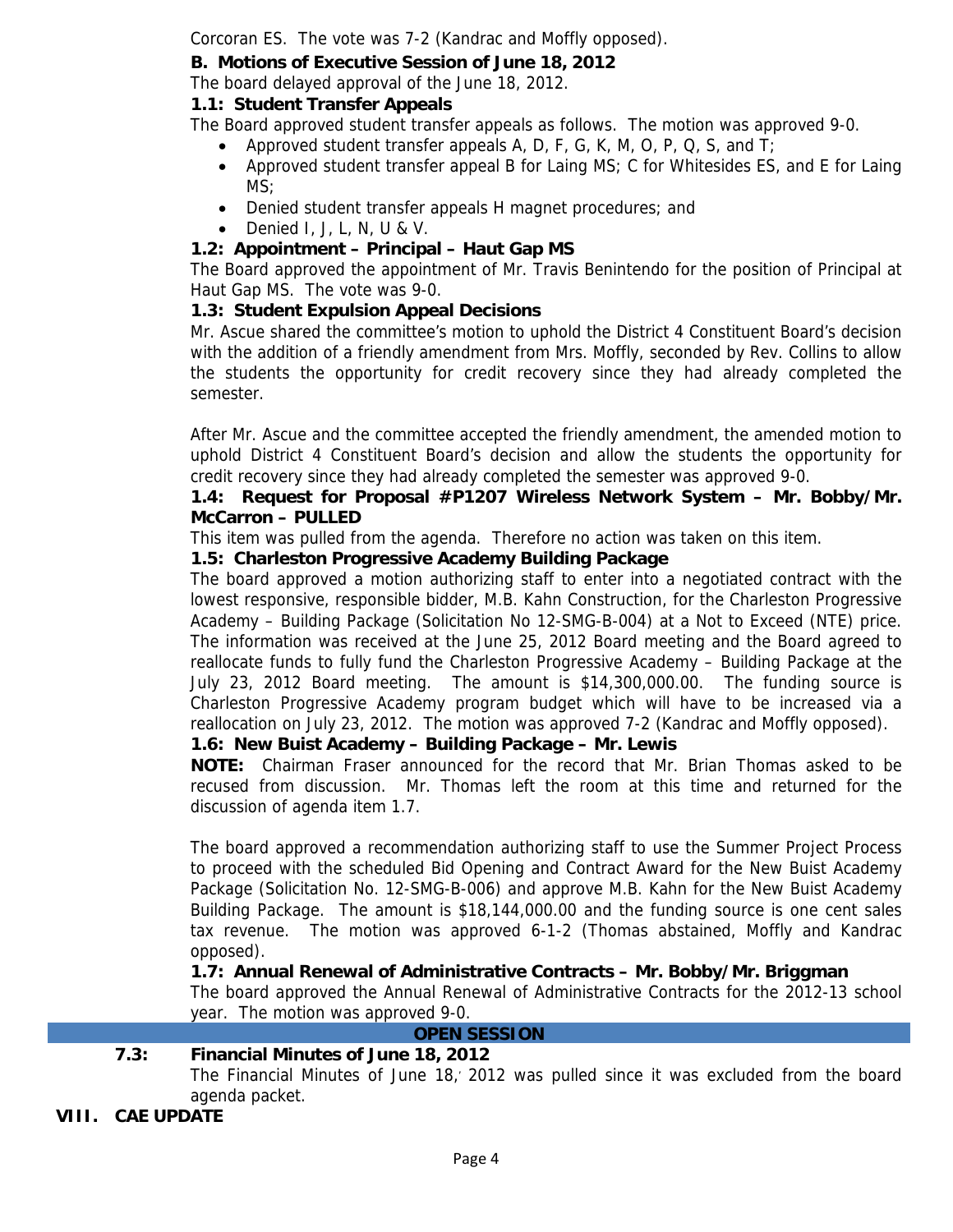Corcoran ES. The vote was 7-2 (Kandrac and Moffly opposed).

**B. Motions of Executive Session of June 18, 2012**

The board delayed approval of the June 18, 2012.

**1.1: Student Transfer Appeals**

The Board approved student transfer appeals as follows. The motion was approved 9-0.

- Approved student transfer appeals A, D, F, G, K, M, O, P, Q, S, and T;
- Approved student transfer appeal B for Laing MS; C for Whitesides ES, and E for Laing MS;
- Denied student transfer appeals H magnet procedures; and
- Denied I, J, L, N, U & V.

**1.2: Appointment – Principal – Haut Gap MS**

The Board approved the appointment of Mr. Travis Benintendo for the position of Principal at Haut Gap MS. The vote was 9-0.

**1.3: Student Expulsion Appeal Decisions**

Mr. Ascue shared the committee's motion to uphold the District 4 Constituent Board's decision with the addition of a friendly amendment from Mrs. Moffly, seconded by Rev. Collins to allow the students the opportunity for credit recovery since they had already completed the semester.

After Mr. Ascue and the committee accepted the friendly amendment, the amended motion to uphold District 4 Constituent Board's decision and allow the students the opportunity for credit recovery since they had already completed the semester was approved 9-0.

**1.4: Request for Proposal #P1207 Wireless Network System – Mr. Bobby/Mr. McCarron – PULLED**

This item was pulled from the agenda. Therefore no action was taken on this item.

**1.5: Charleston Progressive Academy Building Package**

The board approved a motion authorizing staff to enter into a negotiated contract with the lowest responsive, responsible bidder, M.B. Kahn Construction, for the Charleston Progressive Academy – Building Package (Solicitation No 12-SMG-B-004) at a Not to Exceed (NTE) price. The information was received at the June 25, 2012 Board meeting and the Board agreed to reallocate funds to fully fund the Charleston Progressive Academy – Building Package at the July 23, 2012 Board meeting. The amount is $14,300,000.00. The funding source is Charleston Progressive Academy program budget which will have to be increased via a reallocation on July 23, 2012. The motion was approved 7-2 (Kandrac and Moffly opposed).

**1.6: New Buist Academy – Building Package – Mr. Lewis**

**NOTE:** Chairman Fraser announced for the record that Mr. Brian Thomas asked to be recused from discussion. Mr. Thomas left the room at this time and returned for the discussion of agenda item 1.7.

The board approved a recommendation authorizing staff to use the Summer Project Process to proceed with the scheduled Bid Opening and Contract Award for the New Buist Academy Package (Solicitation No. 12-SMG-B-006) and approve M.B. Kahn for the New Buist Academy Building Package. The amount is $18,144,000.00 and the funding source is one cent sales tax revenue. The motion was approved 6-1-2 (Thomas abstained, Moffly and Kandrac opposed).

**1.7: Annual Renewal of Administrative Contracts – Mr. Bobby/Mr. Briggman**

The board approved the Annual Renewal of Administrative Contracts for the 2012-13 school year. The motion was approved 9-0.

**OPEN SESSION**

**7.3: Financial Minutes of June 18, 2012**

The Financial Minutes of June 18, 2012 was pulled since it was excluded from the board agenda packet.

## VIII. CAE UPDATE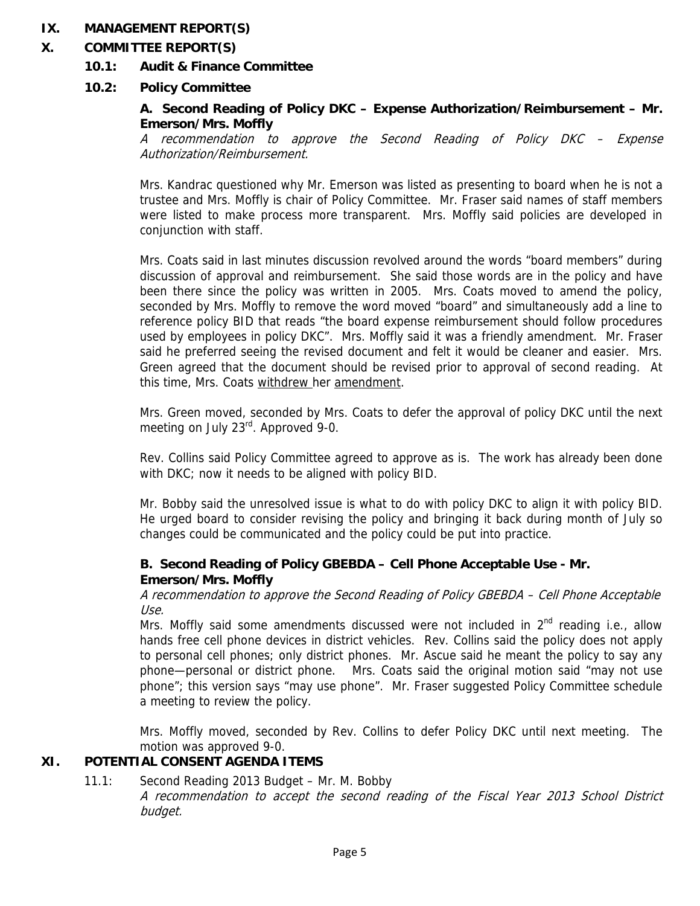## IX. MANAGEMENT REPORT(S)

## X. COMMITTEE REPORT(S)

### 10.1: Audit & Finance Committee

### 10.2: Policy Committee

**A. Second Reading of Policy DKC – Expense Authorization/Reimbursement – Mr. Emerson/Mrs. Moffly**

*A recommendation to approve the Second Reading of Policy DKC – Expense Authorization/Reimbursement.*

Mrs. Kandrac questioned why Mr. Emerson was listed as presenting to board when he is not a trustee and Mrs. Moffly is chair of Policy Committee. Mr. Fraser said names of staff members were listed to make process more transparent. Mrs. Moffly said policies are developed in conjunction with staff.

Mrs. Coats said in last minutes discussion revolved around the words "board members" during discussion of approval and reimbursement. She said those words are in the policy and have been there since the policy was written in 2005. Mrs. Coats moved to amend the policy, seconded by Mrs. Moffly to remove the word moved "board" and simultaneously add a line to reference policy BID that reads "the board expense reimbursement should follow procedures used by employees in policy DKC". Mrs. Moffly said it was a friendly amendment. Mr. Fraser said he preferred seeing the revised document and felt it would be cleaner and easier. Mrs. Green agreed that the document should be revised prior to approval of second reading. At this time, Mrs. Coats withdrew her amendment.

Mrs. Green moved, seconded by Mrs. Coats to defer the approval of policy DKC until the next meeting on July 23rd. Approved 9-0.

Rev. Collins said Policy Committee agreed to approve as is. The work has already been done with DKC; now it needs to be aligned with policy BID.

Mr. Bobby said the unresolved issue is what to do with policy DKC to align it with policy BID. He urged board to consider revising the policy and bringing it back during month of July so changes could be communicated and the policy could be put into practice.

**B. Second Reading of Policy GBEBDA – Cell Phone Acceptable Use - Mr. Emerson/Mrs. Moffly**

*A recommendation to approve the Second Reading of Policy GBEBDA – Cell Phone Acceptable Use.*

Mrs. Moffly said some amendments discussed were not included in 2nd reading i.e., allow hands free cell phone devices in district vehicles. Rev. Collins said the policy does not apply to personal cell phones; only district phones. Mr. Ascue said he meant the policy to say any phone—personal or district phone. Mrs. Coats said the original motion said "may not use phone"; this version says "may use phone". Mr. Fraser suggested Policy Committee schedule a meeting to review the policy.

Mrs. Moffly moved, seconded by Rev. Collins to defer Policy DKC until next meeting. The motion was approved 9-0.

## XI. POTENTIAL CONSENT AGENDA ITEMS

11.1: Second Reading 2013 Budget – Mr. M. Bobby

*A recommendation to accept the second reading of the Fiscal Year 2013 School District budget.*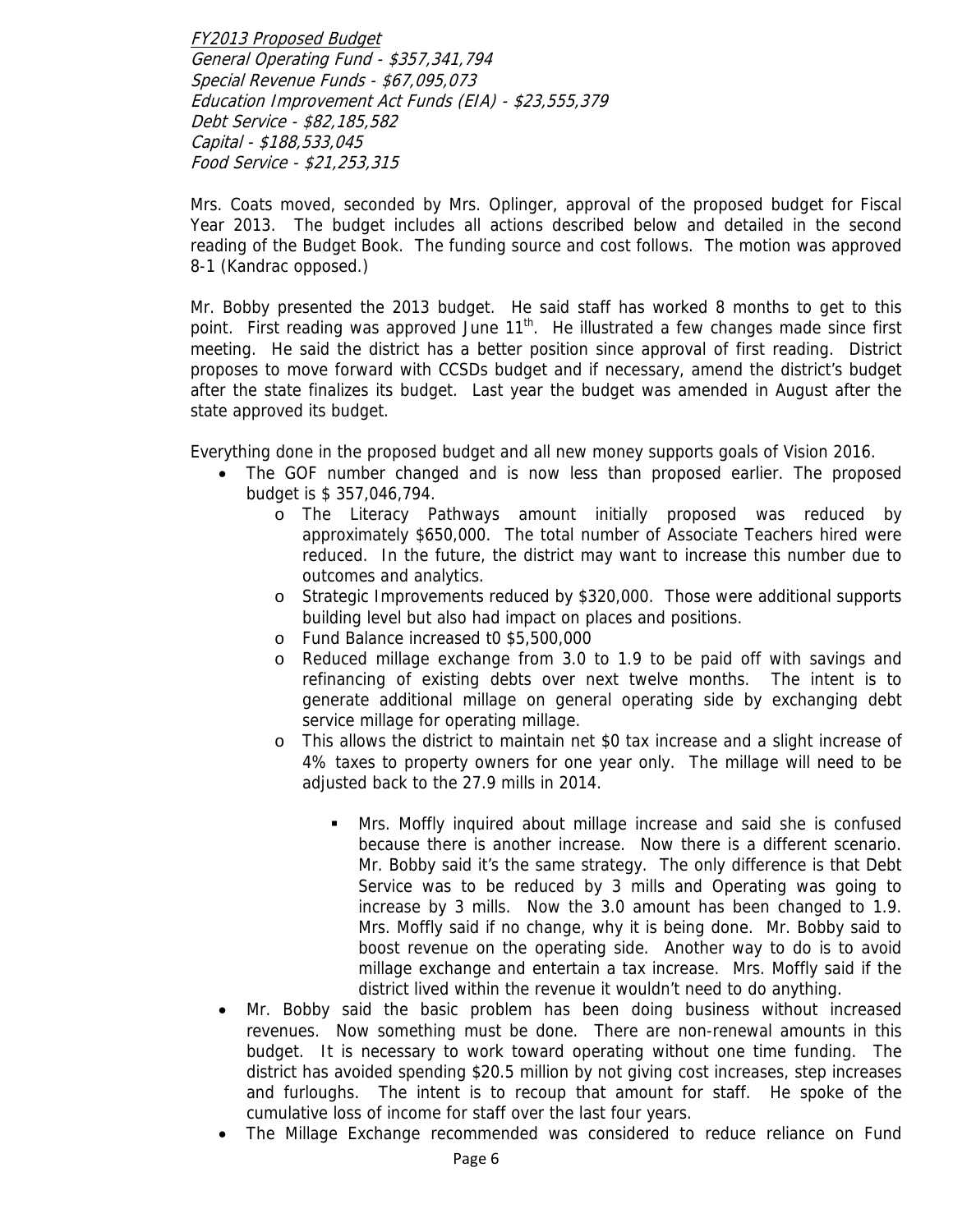*FY2013 Proposed Budget*
*General Operating Fund - $357,341,794*
*Special Revenue Funds - $67,095,073*
*Education Improvement Act Funds (EIA) - $23,555,379*
*Debt Service - $82,185,582*
*Capital - $188,533,045*
*Food Service - $21,253,315*

Mrs. Coats moved, seconded by Mrs. Oplinger, approval of the proposed budget for Fiscal Year 2013. The budget includes all actions described below and detailed in the second reading of the Budget Book. The funding source and cost follows. The motion was approved 8-1 (Kandrac opposed.)

Mr. Bobby presented the 2013 budget. He said staff has worked 8 months to get to this point. First reading was approved June 11th. He illustrated a few changes made since first meeting. He said the district has a better position since approval of first reading. District proposes to move forward with CCSDs budget and if necessary, amend the district's budget after the state finalizes its budget. Last year the budget was amended in August after the state approved its budget.

Everything done in the proposed budget and all new money supports goals of Vision 2016.

- The GOF number changed and is now less than proposed earlier. The proposed budget is $ 357,046,794.
  - The Literacy Pathways amount initially proposed was reduced by approximately $650,000. The total number of Associate Teachers hired were reduced. In the future, the district may want to increase this number due to outcomes and analytics.
  - Strategic Improvements reduced by $320,000. Those were additional supports building level but also had impact on places and positions.
  - Fund Balance increased t0 $5,500,000
  - Reduced millage exchange from 3.0 to 1.9 to be paid off with savings and refinancing of existing debts over next twelve months. The intent is to generate additional millage on general operating side by exchanging debt service millage for operating millage.
  - This allows the district to maintain net $0 tax increase and a slight increase of 4% taxes to property owners for one year only. The millage will need to be adjusted back to the 27.9 mills in 2014.
    - Mrs. Moffly inquired about millage increase and said she is confused because there is another increase. Now there is a different scenario. Mr. Bobby said it's the same strategy. The only difference is that Debt Service was to be reduced by 3 mills and Operating was going to increase by 3 mills. Now the 3.0 amount has been changed to 1.9. Mrs. Moffly said if no change, why it is being done. Mr. Bobby said to boost revenue on the operating side. Another way to do is to avoid millage exchange and entertain a tax increase. Mrs. Moffly said if the district lived within the revenue it wouldn't need to do anything.
- Mr. Bobby said the basic problem has been doing business without increased revenues. Now something must be done. There are non-renewal amounts in this budget. It is necessary to work toward operating without one time funding. The district has avoided spending $20.5 million by not giving cost increases, step increases and furloughs. The intent is to recoup that amount for staff. He spoke of the cumulative loss of income for staff over the last four years.
- The Millage Exchange recommended was considered to reduce reliance on Fund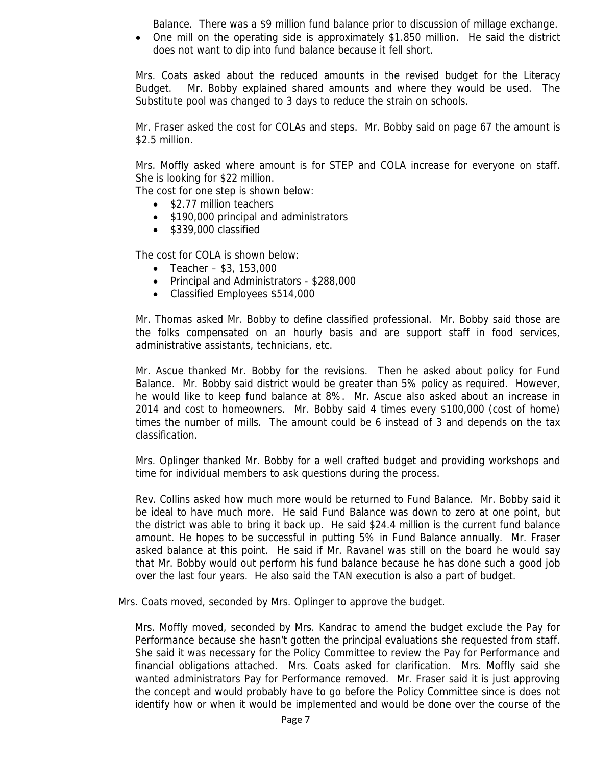Balance. There was a $9 million fund balance prior to discussion of millage exchange.

- One mill on the operating side is approximately $1.850 million. He said the district does not want to dip into fund balance because it fell short.

Mrs. Coats asked about the reduced amounts in the revised budget for the Literacy Budget. Mr. Bobby explained shared amounts and where they would be used. The Substitute pool was changed to 3 days to reduce the strain on schools.

Mr. Fraser asked the cost for COLAs and steps. Mr. Bobby said on page 67 the amount is $2.5 million.

Mrs. Moffly asked where amount is for STEP and COLA increase for everyone on staff. She is looking for $22 million.

The cost for one step is shown below:

- $2.77 million teachers
- $190,000 principal and administrators
- $339,000 classified

The cost for COLA is shown below:

- Teacher – $3, 153,000
- Principal and Administrators - $288,000
- Classified Employees $514,000

Mr. Thomas asked Mr. Bobby to define classified professional. Mr. Bobby said those are the folks compensated on an hourly basis and are support staff in food services, administrative assistants, technicians, etc.

Mr. Ascue thanked Mr. Bobby for the revisions. Then he asked about policy for Fund Balance. Mr. Bobby said district would be greater than 5% policy as required. However, he would like to keep fund balance at 8%. Mr. Ascue also asked about an increase in 2014 and cost to homeowners. Mr. Bobby said 4 times every $100,000 (cost of home) times the number of mills. The amount could be 6 instead of 3 and depends on the tax classification.

Mrs. Oplinger thanked Mr. Bobby for a well crafted budget and providing workshops and time for individual members to ask questions during the process.

Rev. Collins asked how much more would be returned to Fund Balance. Mr. Bobby said it be ideal to have much more. He said Fund Balance was down to zero at one point, but the district was able to bring it back up. He said $24.4 million is the current fund balance amount. He hopes to be successful in putting 5% in Fund Balance annually. Mr. Fraser asked balance at this point. He said if Mr. Ravanel was still on the board he would say that Mr. Bobby would out perform his fund balance because he has done such a good job over the last four years. He also said the TAN execution is also a part of budget.

Mrs. Coats moved, seconded by Mrs. Oplinger to approve the budget.

Mrs. Moffly moved, seconded by Mrs. Kandrac to amend the budget exclude the Pay for Performance because she hasn't gotten the principal evaluations she requested from staff. She said it was necessary for the Policy Committee to review the Pay for Performance and financial obligations attached. Mrs. Coats asked for clarification. Mrs. Moffly said she wanted administrators Pay for Performance removed. Mr. Fraser said it is just approving the concept and would probably have to go before the Policy Committee since is does not identify how or when it would be implemented and would be done over the course of the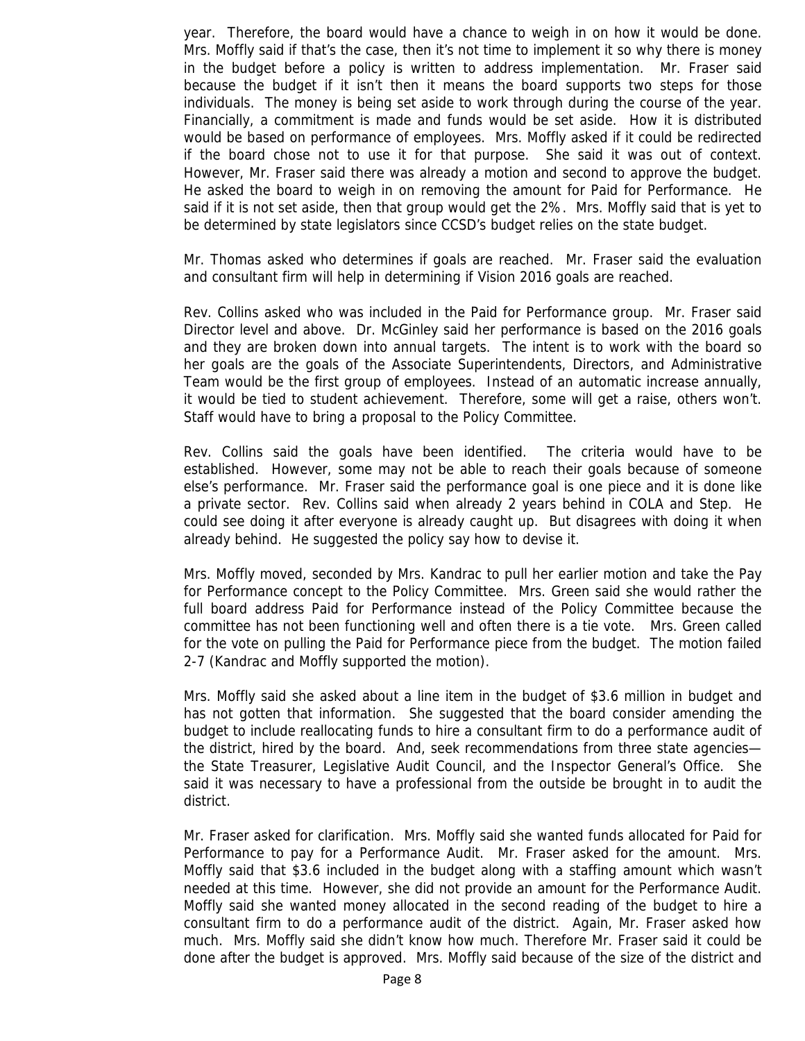year. Therefore, the board would have a chance to weigh in on how it would be done. Mrs. Moffly said if that's the case, then it's not time to implement it so why there is money in the budget before a policy is written to address implementation. Mr. Fraser said because the budget if it isn't then it means the board supports two steps for those individuals. The money is being set aside to work through during the course of the year. Financially, a commitment is made and funds would be set aside. How it is distributed would be based on performance of employees. Mrs. Moffly asked if it could be redirected if the board chose not to use it for that purpose. She said it was out of context. However, Mr. Fraser said there was already a motion and second to approve the budget. He asked the board to weigh in on removing the amount for Paid for Performance. He said if it is not set aside, then that group would get the 2%. Mrs. Moffly said that is yet to be determined by state legislators since CCSD's budget relies on the state budget.

Mr. Thomas asked who determines if goals are reached. Mr. Fraser said the evaluation and consultant firm will help in determining if Vision 2016 goals are reached.

Rev. Collins asked who was included in the Paid for Performance group. Mr. Fraser said Director level and above. Dr. McGinley said her performance is based on the 2016 goals and they are broken down into annual targets. The intent is to work with the board so her goals are the goals of the Associate Superintendents, Directors, and Administrative Team would be the first group of employees. Instead of an automatic increase annually, it would be tied to student achievement. Therefore, some will get a raise, others won't. Staff would have to bring a proposal to the Policy Committee.

Rev. Collins said the goals have been identified. The criteria would have to be established. However, some may not be able to reach their goals because of someone else's performance. Mr. Fraser said the performance goal is one piece and it is done like a private sector. Rev. Collins said when already 2 years behind in COLA and Step. He could see doing it after everyone is already caught up. But disagrees with doing it when already behind. He suggested the policy say how to devise it.

Mrs. Moffly moved, seconded by Mrs. Kandrac to pull her earlier motion and take the Pay for Performance concept to the Policy Committee. Mrs. Green said she would rather the full board address Paid for Performance instead of the Policy Committee because the committee has not been functioning well and often there is a tie vote. Mrs. Green called for the vote on pulling the Paid for Performance piece from the budget. The motion failed 2-7 (Kandrac and Moffly supported the motion).

Mrs. Moffly said she asked about a line item in the budget of $3.6 million in budget and has not gotten that information. She suggested that the board consider amending the budget to include reallocating funds to hire a consultant firm to do a performance audit of the district, hired by the board. And, seek recommendations from three state agencies—the State Treasurer, Legislative Audit Council, and the Inspector General's Office. She said it was necessary to have a professional from the outside be brought in to audit the district.

Mr. Fraser asked for clarification. Mrs. Moffly said she wanted funds allocated for Paid for Performance to pay for a Performance Audit. Mr. Fraser asked for the amount. Mrs. Moffly said that $3.6 included in the budget along with a staffing amount which wasn't needed at this time. However, she did not provide an amount for the Performance Audit. Moffly said she wanted money allocated in the second reading of the budget to hire a consultant firm to do a performance audit of the district. Again, Mr. Fraser asked how much. Mrs. Moffly said she didn't know how much. Therefore Mr. Fraser said it could be done after the budget is approved. Mrs. Moffly said because of the size of the district and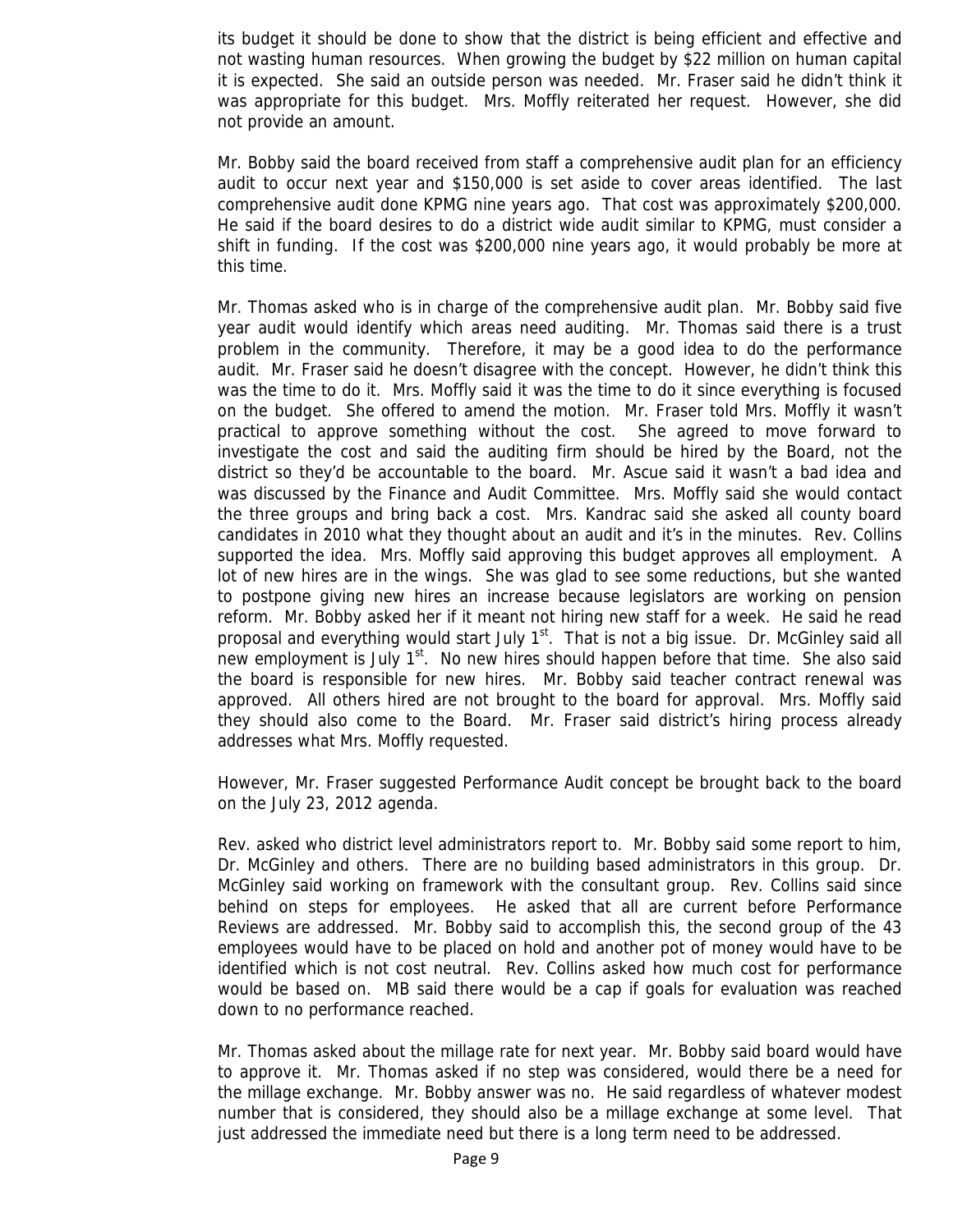its budget it should be done to show that the district is being efficient and effective and not wasting human resources. When growing the budget by $22 million on human capital it is expected. She said an outside person was needed. Mr. Fraser said he didn't think it was appropriate for this budget. Mrs. Moffly reiterated her request. However, she did not provide an amount.

Mr. Bobby said the board received from staff a comprehensive audit plan for an efficiency audit to occur next year and $150,000 is set aside to cover areas identified. The last comprehensive audit done KPMG nine years ago. That cost was approximately $200,000. He said if the board desires to do a district wide audit similar to KPMG, must consider a shift in funding. If the cost was $200,000 nine years ago, it would probably be more at this time.

Mr. Thomas asked who is in charge of the comprehensive audit plan. Mr. Bobby said five year audit would identify which areas need auditing. Mr. Thomas said there is a trust problem in the community. Therefore, it may be a good idea to do the performance audit. Mr. Fraser said he doesn't disagree with the concept. However, he didn't think this was the time to do it. Mrs. Moffly said it was the time to do it since everything is focused on the budget. She offered to amend the motion. Mr. Fraser told Mrs. Moffly it wasn't practical to approve something without the cost. She agreed to move forward to investigate the cost and said the auditing firm should be hired by the Board, not the district so they'd be accountable to the board. Mr. Ascue said it wasn't a bad idea and was discussed by the Finance and Audit Committee. Mrs. Moffly said she would contact the three groups and bring back a cost. Mrs. Kandrac said she asked all county board candidates in 2010 what they thought about an audit and it's in the minutes. Rev. Collins supported the idea. Mrs. Moffly said approving this budget approves all employment. A lot of new hires are in the wings. She was glad to see some reductions, but she wanted to postpone giving new hires an increase because legislators are working on pension reform. Mr. Bobby asked her if it meant not hiring new staff for a week. He said he read proposal and everything would start July 1st. That is not a big issue. Dr. McGinley said all new employment is July 1st. No new hires should happen before that time. She also said the board is responsible for new hires. Mr. Bobby said teacher contract renewal was approved. All others hired are not brought to the board for approval. Mrs. Moffly said they should also come to the Board. Mr. Fraser said district's hiring process already addresses what Mrs. Moffly requested.

However, Mr. Fraser suggested Performance Audit concept be brought back to the board on the July 23, 2012 agenda.

Rev. asked who district level administrators report to. Mr. Bobby said some report to him, Dr. McGinley and others. There are no building based administrators in this group. Dr. McGinley said working on framework with the consultant group. Rev. Collins said since behind on steps for employees. He asked that all are current before Performance Reviews are addressed. Mr. Bobby said to accomplish this, the second group of the 43 employees would have to be placed on hold and another pot of money would have to be identified which is not cost neutral. Rev. Collins asked how much cost for performance would be based on. MB said there would be a cap if goals for evaluation was reached down to no performance reached.

Mr. Thomas asked about the millage rate for next year. Mr. Bobby said board would have to approve it. Mr. Thomas asked if no step was considered, would there be a need for the millage exchange. Mr. Bobby answer was no. He said regardless of whatever modest number that is considered, they should also be a millage exchange at some level. That just addressed the immediate need but there is a long term need to be addressed.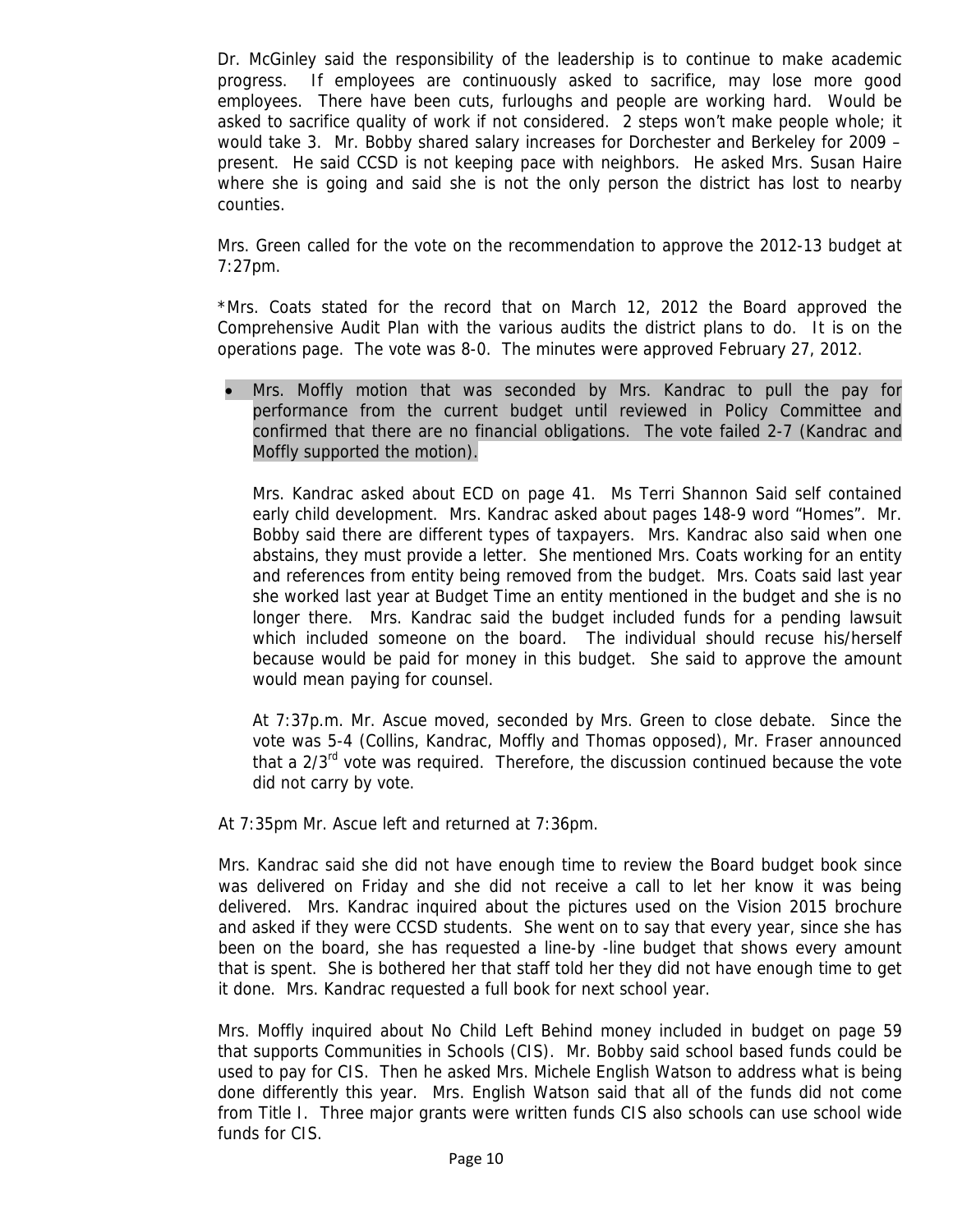Dr. McGinley said the responsibility of the leadership is to continue to make academic progress. If employees are continuously asked to sacrifice, may lose more good employees. There have been cuts, furloughs and people are working hard. Would be asked to sacrifice quality of work if not considered. 2 steps won't make people whole; it would take 3. Mr. Bobby shared salary increases for Dorchester and Berkeley for 2009 – present. He said CCSD is not keeping pace with neighbors. He asked Mrs. Susan Haire where she is going and said she is not the only person the district has lost to nearby counties.

Mrs. Green called for the vote on the recommendation to approve the 2012-13 budget at 7:27pm.

*Mrs. Coats stated for the record that on March 12, 2012 the Board approved the Comprehensive Audit Plan with the various audits the district plans to do. It is on the operations page. The vote was 8-0. The minutes were approved February 27, 2012.

- Mrs. Moffly motion that was seconded by Mrs. Kandrac to pull the pay for performance from the current budget until reviewed in Policy Committee and confirmed that there are no financial obligations. The vote failed 2-7 (Kandrac and Moffly supported the motion).

  Mrs. Kandrac asked about ECD on page 41. Ms Terri Shannon Said self contained early child development. Mrs. Kandrac asked about pages 148-9 word "Homes". Mr. Bobby said there are different types of taxpayers. Mrs. Kandrac also said when one abstains, they must provide a letter. She mentioned Mrs. Coats working for an entity and references from entity being removed from the budget. Mrs. Coats said last year she worked last year at Budget Time an entity mentioned in the budget and she is no longer there. Mrs. Kandrac said the budget included funds for a pending lawsuit which included someone on the board. The individual should recuse his/herself because would be paid for money in this budget. She said to approve the amount would mean paying for counsel.

  At 7:37p.m. Mr. Ascue moved, seconded by Mrs. Green to close debate. Since the vote was 5-4 (Collins, Kandrac, Moffly and Thomas opposed), Mr. Fraser announced that a 2/3rd vote was required. Therefore, the discussion continued because the vote did not carry by vote.

At 7:35pm Mr. Ascue left and returned at 7:36pm.

Mrs. Kandrac said she did not have enough time to review the Board budget book since was delivered on Friday and she did not receive a call to let her know it was being delivered. Mrs. Kandrac inquired about the pictures used on the Vision 2015 brochure and asked if they were CCSD students. She went on to say that every year, since she has been on the board, she has requested a line-by -line budget that shows every amount that is spent. She is bothered her that staff told her they did not have enough time to get it done. Mrs. Kandrac requested a full book for next school year.

Mrs. Moffly inquired about No Child Left Behind money included in budget on page 59 that supports Communities in Schools (CIS). Mr. Bobby said school based funds could be used to pay for CIS. Then he asked Mrs. Michele English Watson to address what is being done differently this year. Mrs. English Watson said that all of the funds did not come from Title I. Three major grants were written funds CIS also schools can use school wide funds for CIS.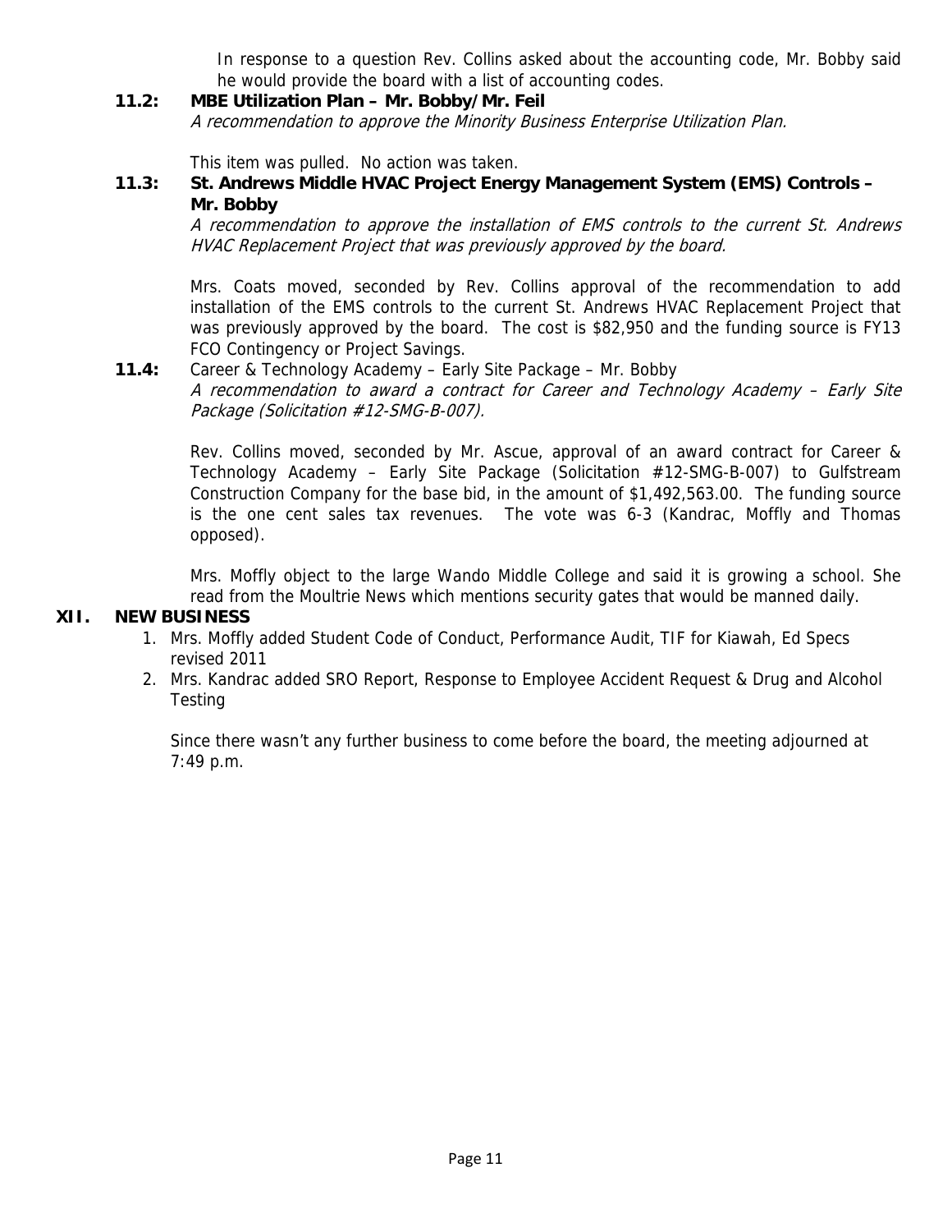In response to a question Rev. Collins asked about the accounting code, Mr. Bobby said he would provide the board with a list of accounting codes.

**11.2: MBE Utilization Plan – Mr. Bobby/Mr. Feil**

*A recommendation to approve the Minority Business Enterprise Utilization Plan.*

This item was pulled. No action was taken.

**11.3: St. Andrews Middle HVAC Project Energy Management System (EMS) Controls – Mr. Bobby**

*A recommendation to approve the installation of EMS controls to the current St. Andrews HVAC Replacement Project that was previously approved by the board.*

Mrs. Coats moved, seconded by Rev. Collins approval of the recommendation to add installation of the EMS controls to the current St. Andrews HVAC Replacement Project that was previously approved by the board. The cost is $82,950 and the funding source is FY13 FCO Contingency or Project Savings.

**11.4:** Career & Technology Academy – Early Site Package – Mr. Bobby

*A recommendation to award a contract for Career and Technology Academy – Early Site Package (Solicitation #12-SMG-B-007).*

Rev. Collins moved, seconded by Mr. Ascue, approval of an award contract for Career & Technology Academy – Early Site Package (Solicitation #12-SMG-B-007) to Gulfstream Construction Company for the base bid, in the amount of $1,492,563.00. The funding source is the one cent sales tax revenues. The vote was 6-3 (Kandrac, Moffly and Thomas opposed).

Mrs. Moffly object to the large Wando Middle College and said it is growing a school. She read from the Moultrie News which mentions security gates that would be manned daily.

## XII. NEW BUSINESS

1. Mrs. Moffly added Student Code of Conduct, Performance Audit, TIF for Kiawah, Ed Specs revised 2011
2. Mrs. Kandrac added SRO Report, Response to Employee Accident Request & Drug and Alcohol Testing

Since there wasn't any further business to come before the board, the meeting adjourned at 7:49 p.m.